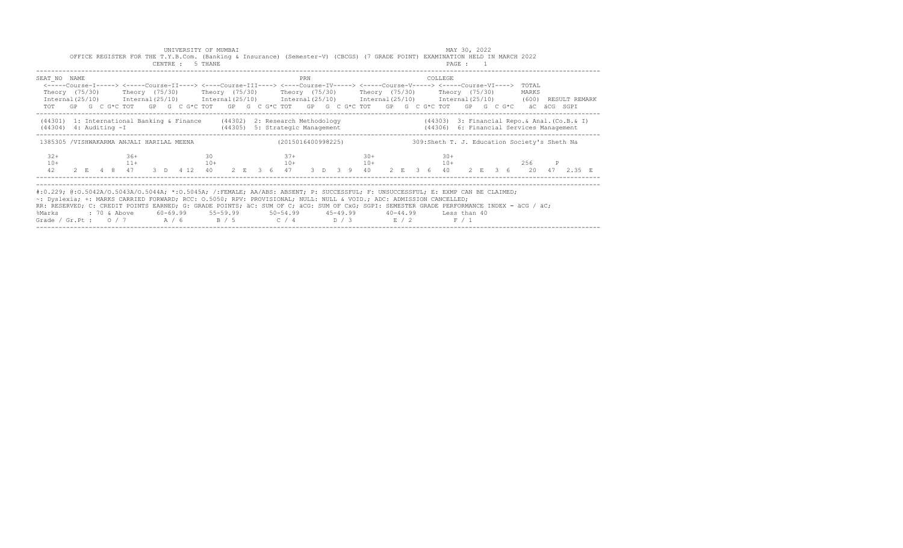UNIVERSITY OF MUMBAI

MAY 30, 2022

OFFICE REGISTER FOR THE T.Y.B.Com. (Banking & Insurance) (Semester-V) (CBCGS) (7 GRADE POINT) EXAMINATION HELD IN MARCH 2022

CENTRE : 5 THANE

PAGE : 1

| SEAT_NO | NAME | | | | | | PRN | | | | | | COLLEGE | |
|---|---|---|---|---|---|---|---|---|---|---|---|---|---|---|
| | <-----Course-I-----> | <-----Course-II----> | <----Course-III----> | <----Course-IV-----> | <-----Course-V-----> | <-----Course-VI----> | TOTAL | | | | | | | |
| | Theory (75/30) | Theory (75/30) | Theory (75/30) | Theory (75/30) | Theory (75/30) | Theory (75/30) | MARKS | | | | | | | |
| | Internal(25/10) | Internal(25/10) | Internal(25/10) | Internal(25/10) | Internal(25/10) | Internal(25/10) | (600) | RESULT | REMARK | | | | | |
| | TOT GP G C G*C | TOT GP G C G*C | TOT GP G C G*C | TOT GP G C G*C | TOT GP G C G*C | TOT GP G C G*C | äC | äCG | SGPI | | | | | |

(44301) 1: International Banking & Finance (44302) 2: Research Methodology (44303) 3: Financial Repo.& Anal.(Co.B.& I)
(44304) 4: Auditing -I (44305) 5: Strategic Management (44306) 6: Financial Services Management

1385305 /VISHWAKARMA ANJALI HARILAL MEENA (2015016400998225) 309:Sheth T. J. Education Society's Sheth Na

| | Course-I | Course-II | Course-III | Course-IV | Course-V | Course-VI | TOTAL | RESULT | äC | äCG | SGPI |
|---|---|---|---|---|---|---|---|---|---|---|---|
| Theory | 32+ | 36+ | 30 | 37+ | 30+ | 30+ | | | | | |
| Internal | 10+ | 11+ | 10+ | 10+ | 10+ | 10+ | 256 | P | | | |
| TOT GP G C G*C | 42 2 E 4 8 | 47 3 D 4 12 | 40 2 E 3 6 | 47 3 D 3 9 | 40 2 E 3 6 | 40 2 E 3 6 | | | 20 | 47 | 2.35 E |

#:O.229; @:O.5042A/O.5043A/O.5044A; *:O.5045A; /:FEMALE; AA/ABS: ABSENT; P: SUCCESSFUL; F: UNSUCCESSFUL; E: EXMP CAN BE CLAIMED;
~: Dyslexia; +: MARKS CARRIED FORWARD; RCC: O.5050; RPV: PROVISIONAL; NULL: NULL & VOID.; ADC: ADMISSION CANCELLED;
RR: RESERVED; C: CREDIT POINTS EARNED; G: GRADE POINTS; äC: SUM OF C; äCG: SUM OF CxG; SGPI: SEMESTER GRADE PERFORMANCE INDEX = äCG / äC;

| %Marks | : 70 & Above | 60-69.99 | 55-59.99 | 50-54.99 | 45-49.99 | 40-44.99 | Less than 40 |
|---|---|---|---|---|---|---|---|
| Grade / Gr.Pt : | O / 7 | A / 6 | B / 5 | C / 4 | D / 3 | E / 2 | F / 1 |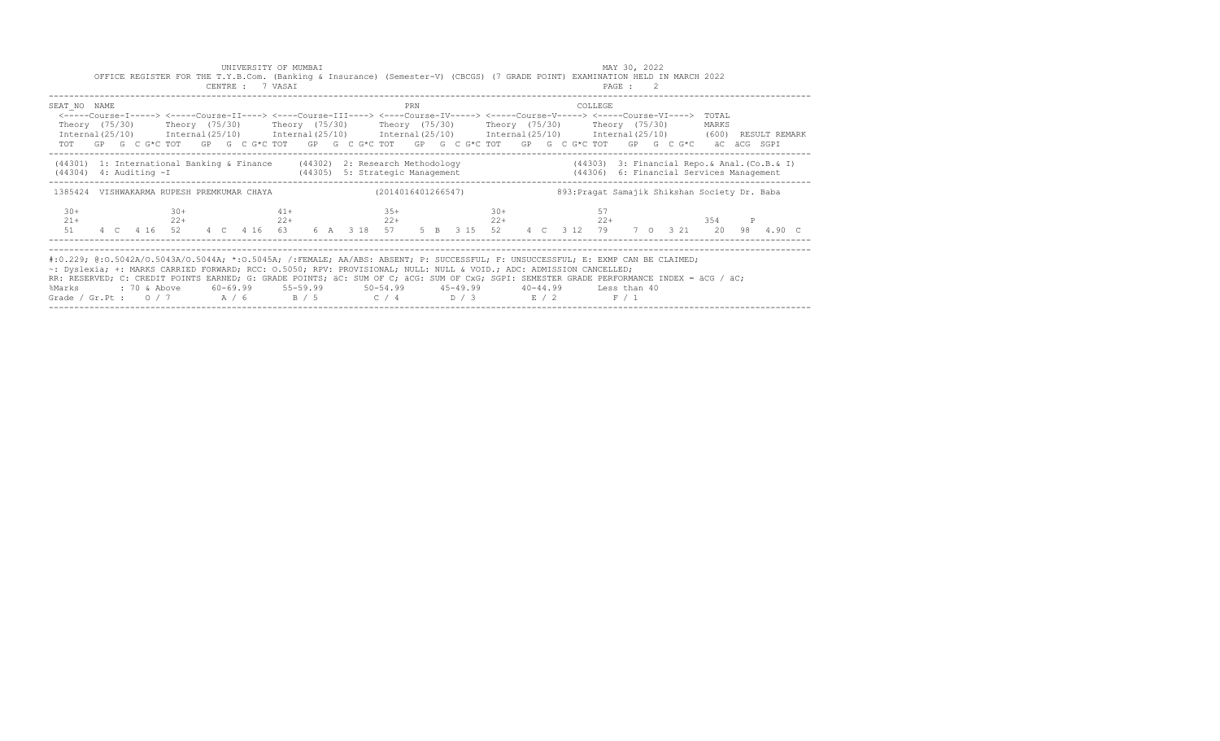UNIVERSITY OF MUMBAI

MAY 30, 2022

OFFICE REGISTER FOR THE T.Y.B.Com. (Banking & Insurance) (Semester-V) (CBCGS) (7 GRADE POINT) EXAMINATION HELD IN MARCH 2022

CENTRE : 7 VASAI

PAGE : 2

| SEAT_NO | NAME | | | PRN | | | COLLEGE | |
|---|---|---|---|---|---|---|---|---|
| | <-----Course-I-----> | <-----Course-II----> | <----Course-III----> | <----Course-IV-----> | <-----Course-V-----> | <-----Course-VI----> | TOTAL | |
| | Theory (75/30) | Theory (75/30) | Theory (75/30) | Theory (75/30) | Theory (75/30) | Theory (75/30) | MARKS | |
| | Internal(25/10) | Internal(25/10) | Internal(25/10) | Internal(25/10) | Internal(25/10) | Internal(25/10) | (600) | RESULT REMARK |
| | TOT GP G C G*C | TOT GP G C G*C | TOT GP G C G*C | TOT GP G C G*C | TOT GP G C G*C | TOT GP G C G*C | äC äCG | SGPI |

(44301) 1: International Banking & Finance (44302) 2: Research Methodology (44303) 3: Financial Repo.& Anal.(Co.B.& I)
(44304) 4: Auditing -I (44305) 5: Strategic Management (44306) 6: Financial Services Management

1385424 VISHWAKARMA RUPESH PREMKUMAR CHAYA (2014016401266547) 893:Pragat Samajik Shikshan Society Dr. Baba

| | Course-I | Course-II | Course-III | Course-IV | Course-V | Course-VI | TOTAL | RESULT |
|---|---|---|---|---|---|---|---|---|
| Theory | 30+ | 30+ | 41+ | 35+ | 30+ | 57 | | |
| Internal | 21+ | 22+ | 22+ | 22+ | 22+ | 22+ | 354 | P |
| TOT GP G C G*C | 51 4 C 4 16 | 52 4 C 4 16 | 63 6 A 3 18 | 57 5 B 3 15 | 52 4 C 3 12 | 79 7 O 3 21 | 20 98 | 4.90 C |

#:0.229; @:O.5042A/O.5043A/O.5044A; *:O.5045A; /:FEMALE; AA/ABS: ABSENT; P: SUCCESSFUL; F: UNSUCCESSFUL; E: EXMP CAN BE CLAIMED;
~: Dyslexia; +: MARKS CARRIED FORWARD; RCC: O.5050; RPV: PROVISIONAL; NULL: NULL & VOID.; ADC: ADMISSION CANCELLED;
RR: RESERVED; C: CREDIT POINTS EARNED; G: GRADE POINTS; äC: SUM OF C; äCG: SUM OF CxG; SGPI: SEMESTER GRADE PERFORMANCE INDEX = äCG / äC;

| %Marks | : 70 & Above | 60-69.99 | 55-59.99 | 50-54.99 | 45-49.99 | 40-44.99 | Less than 40 |
|---|---|---|---|---|---|---|---|
| Grade / Gr.Pt : | O / 7 | A / 6 | B / 5 | C / 4 | D / 3 | E / 2 | F / 1 |